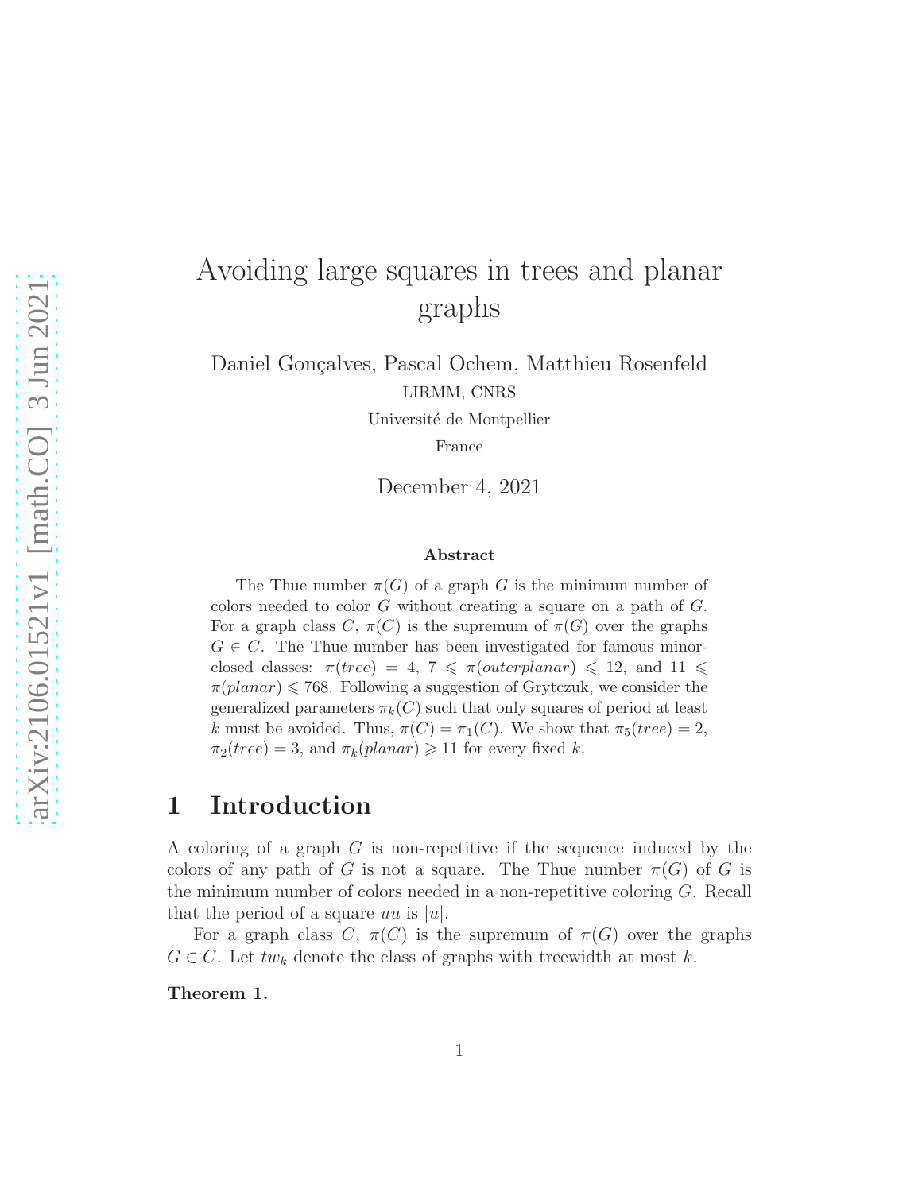# Avoiding large squares in trees and planar graphs

Daniel Gonçalves, Pascal Ochem, Matthieu Rosenfeld

LIRMM, CNRS

Université de Montpellier

France

December 4, 2021

### Abstract

The Thue number $\pi(G)$ of a graph $G$ is the minimum number of colors needed to color $G$ without creating a square on a path of $G$. For a graph class $C$, $\pi(C)$ is the supremum of $\pi(G)$ over the graphs $G \in C$. The Thue number has been investigated for famous minor-closed classes: $\pi(tree) = 4$, $7 \leqslant \pi(outerplanar) \leqslant 12$, and $11 \leqslant \pi(planar) \leqslant 768$. Following a suggestion of Grytczuk, we consider the generalized parameters $\pi_k(C)$ such that only squares of period at least $k$ must be avoided. Thus, $\pi(C) = \pi_1(C)$. We show that $\pi_5(tree) = 2$, $\pi_2(tree) = 3$, and $\pi_k(planar) \geqslant 11$ for every fixed $k$.

## 1 Introduction

A coloring of a graph $G$ is non-repetitive if the sequence induced by the colors of any path of $G$ is not a square. The Thue number $\pi(G)$ of $G$ is the minimum number of colors needed in a non-repetitive coloring $G$. Recall that the period of a square $uu$ is $|u|$.

For a graph class $C$, $\pi(C)$ is the supremum of $\pi(G)$ over the graphs $G \in C$. Let $tw_k$ denote the class of graphs with treewidth at most $k$.

**Theorem 1.**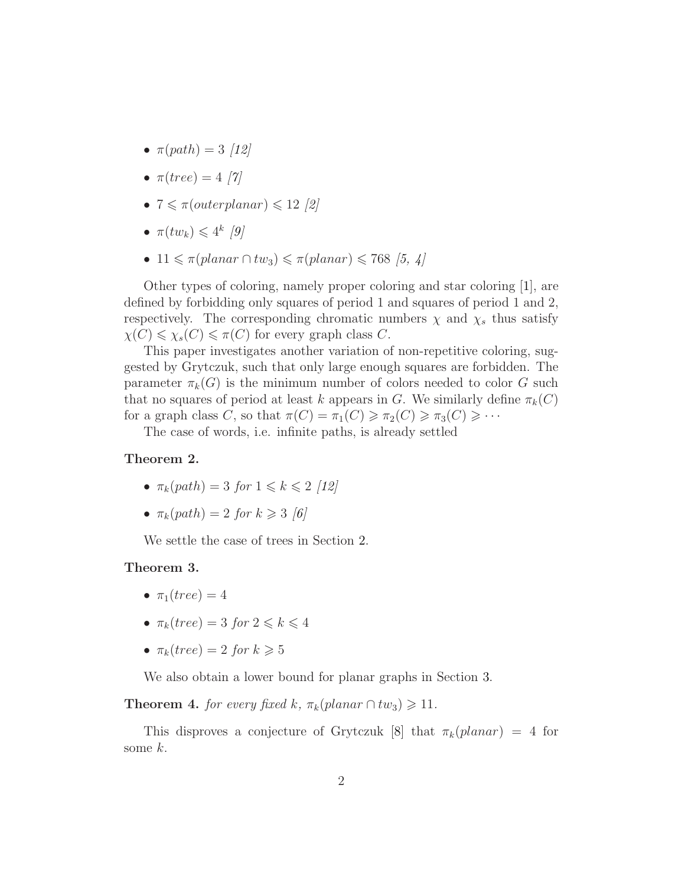- $\pi(path) = 3$ [12]
- $\pi(tree) = 4$ [7]
- $7 \leqslant \pi(outerplanar) \leqslant 12$ [2]
- $\pi(tw_k) \leqslant 4^k$ [9]
- $11 \leqslant \pi(planar \cap tw_3) \leqslant \pi(planar) \leqslant 768$ [5, 4]

Other types of coloring, namely proper coloring and star coloring [1], are defined by forbidding only squares of period 1 and squares of period 1 and 2, respectively. The corresponding chromatic numbers $\chi$ and $\chi_s$ thus satisfy $\chi(C) \leqslant \chi_s(C) \leqslant \pi(C)$ for every graph class $C$.

This paper investigates another variation of non-repetitive coloring, suggested by Grytczuk, such that only large enough squares are forbidden. The parameter $\pi_k(G)$ is the minimum number of colors needed to color $G$ such that no squares of period at least $k$ appears in $G$. We similarly define $\pi_k(C)$ for a graph class $C$, so that $\pi(C) = \pi_1(C) \geqslant \pi_2(C) \geqslant \pi_3(C) \geqslant \cdots$

The case of words, i.e. infinite paths, is already settled

**Theorem 2.**

- $\pi_k(path) = 3$ *for* $1 \leqslant k \leqslant 2$ [12]
- $\pi_k(path) = 2$ *for* $k \geqslant 3$ [6]

We settle the case of trees in Section 2.

**Theorem 3.**

- $\pi_1(tree) = 4$
- $\pi_k(tree) = 3$ *for* $2 \leqslant k \leqslant 4$
- $\pi_k(tree) = 2$ *for* $k \geqslant 5$

We also obtain a lower bound for planar graphs in Section 3.

**Theorem 4.** *for every fixed* $k$*,* $\pi_k(planar \cap tw_3) \geqslant 11$.

This disproves a conjecture of Grytczuk [8] that $\pi_k(planar) = 4$ for some $k$.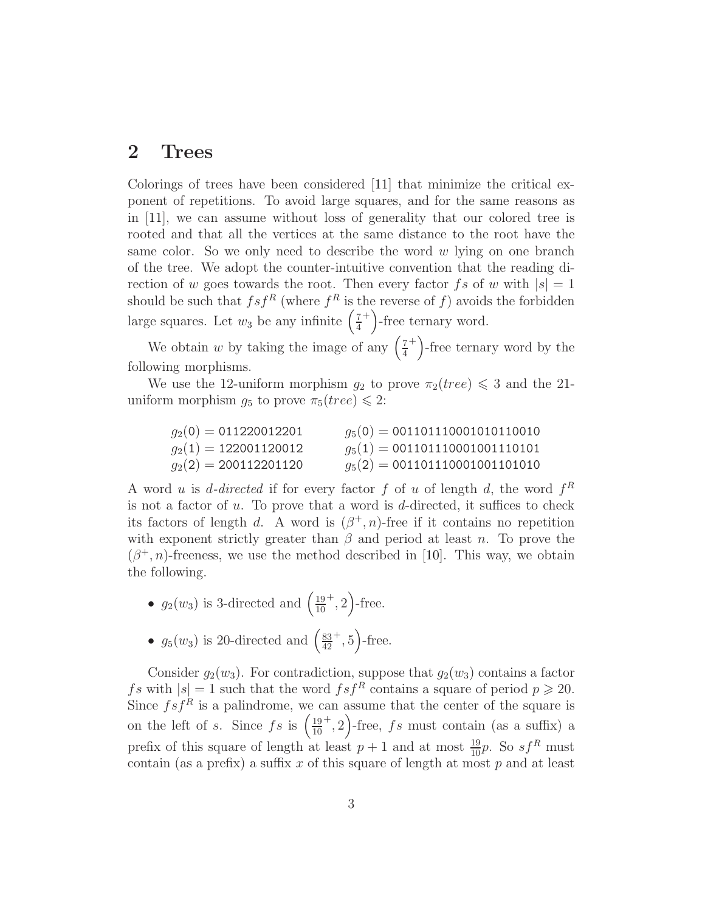## 2 Trees

Colorings of trees have been considered [11] that minimize the critical exponent of repetitions. To avoid large squares, and for the same reasons as in [11], we can assume without loss of generality that our colored tree is rooted and that all the vertices at the same distance to the root have the same color. So we only need to describe the word $w$ lying on one branch of the tree. We adopt the counter-intuitive convention that the reading direction of $w$ goes towards the root. Then every factor $fs$ of $w$ with $|s| = 1$ should be such that $fsf^R$ (where $f^R$ is the reverse of $f$) avoids the forbidden large squares. Let $w_3$ be any infinite $\left(\frac{7}{4}^+\right)$-free ternary word.

We obtain $w$ by taking the image of any $\left(\frac{7}{4}^+\right)$-free ternary word by the following morphisms.

We use the 12-uniform morphism $g_2$ to prove $\pi_2(tree) \leqslant 3$ and the 21-uniform morphism $g_5$ to prove $\pi_5(tree) \leqslant 2$:

$$
\begin{array}{ll}
g_2(0) = \mathtt{011220012201} & g_5(0) = \mathtt{001101110001010110010} \\
g_2(1) = \mathtt{122001120012} & g_5(1) = \mathtt{001101110001001110101} \\
g_2(2) = \mathtt{200112201120} & g_5(2) = \mathtt{001101110001001101010}
\end{array}
$$

A word $u$ is *$d$-directed* if for every factor $f$ of $u$ of length $d$, the word $f^R$ is not a factor of $u$. To prove that a word is $d$-directed, it suffices to check its factors of length $d$. A word is $(\beta^+, n)$-free if it contains no repetition with exponent strictly greater than $\beta$ and period at least $n$. To prove the $(\beta^+, n)$-freeness, we use the method described in [10]. This way, we obtain the following.

- $g_2(w_3)$ is 3-directed and $\left(\frac{19}{10}^+, 2\right)$-free.
- $g_5(w_3)$ is 20-directed and $\left(\frac{83}{42}^+, 5\right)$-free.

Consider $g_2(w_3)$. For contradiction, suppose that $g_2(w_3)$ contains a factor $fs$ with $|s| = 1$ such that the word $fsf^R$ contains a square of period $p \geqslant 20$. Since $fsf^R$ is a palindrome, we can assume that the center of the square is on the left of $s$. Since $fs$ is $\left(\frac{19}{10}^+, 2\right)$-free, $fs$ must contain (as a suffix) a prefix of this square of length at least $p+1$ and at most $\frac{19}{10}p$. So $sf^R$ must contain (as a prefix) a suffix $x$ of this square of length at most $p$ and at least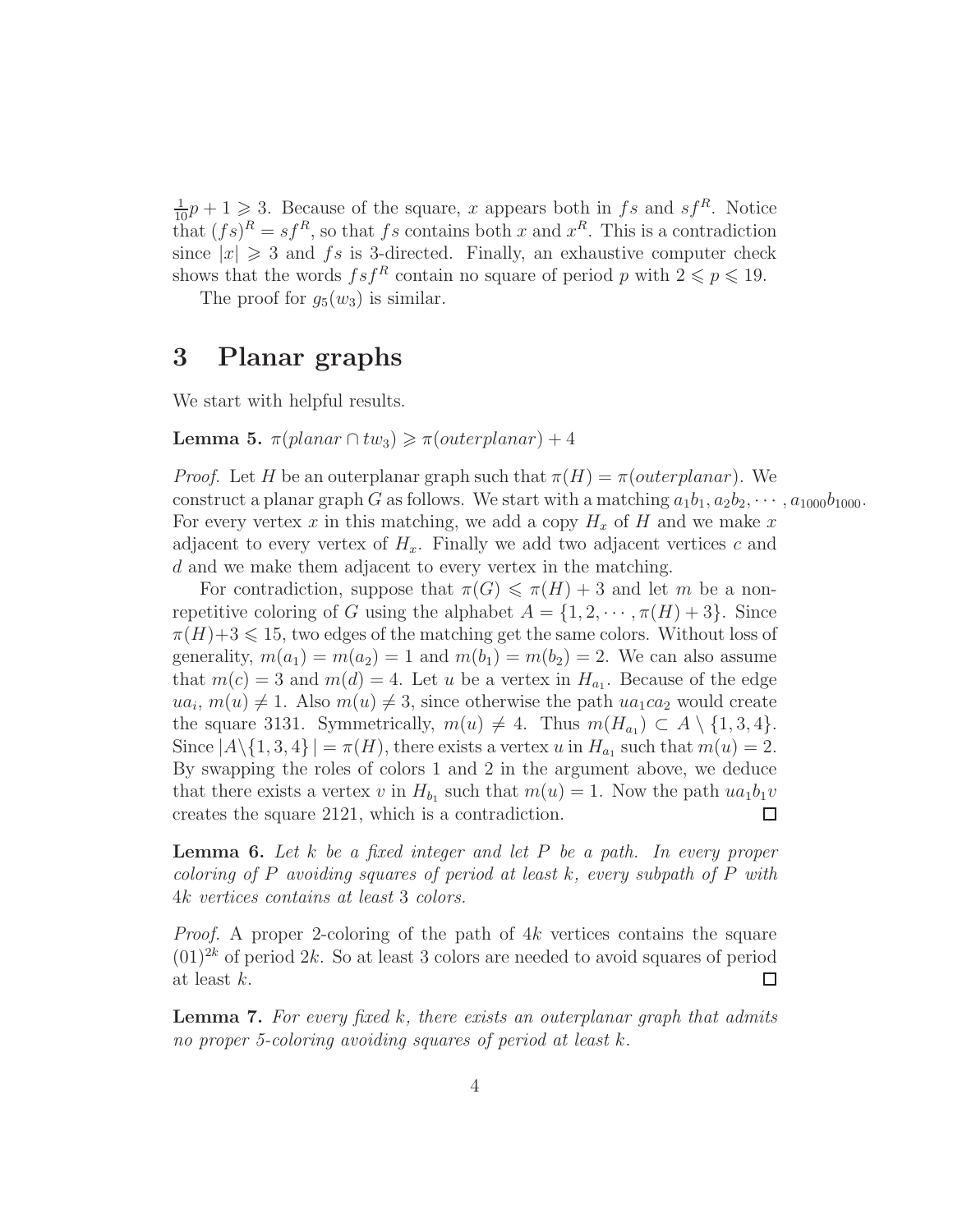$\frac{1}{10}p + 1 \geqslant 3$. Because of the square, $x$ appears both in $fs$ and $sf^R$. Notice that $(fs)^R = sf^R$, so that $fs$ contains both $x$ and $x^R$. This is a contradiction since $|x| \geqslant 3$ and $fs$ is 3-directed. Finally, an exhaustive computer check shows that the words $fsf^R$ contain no square of period $p$ with $2 \leqslant p \leqslant 19$.

The proof for $g_5(w_3)$ is similar.

# 3 Planar graphs

We start with helpful results.

**Lemma 5.** $\pi(planar \cap tw_3) \geqslant \pi(outerplanar) + 4$

*Proof.* Let $H$ be an outerplanar graph such that $\pi(H) = \pi(outerplanar)$. We construct a planar graph $G$ as follows. We start with a matching $a_1b_1, a_2b_2, \cdots, a_{1000}b_{1000}$. For every vertex $x$ in this matching, we add a copy $H_x$ of $H$ and we make $x$ adjacent to every vertex of $H_x$. Finally we add two adjacent vertices $c$ and $d$ and we make them adjacent to every vertex in the matching.

For contradiction, suppose that $\pi(G) \leqslant \pi(H) + 3$ and let $m$ be a non-repetitive coloring of $G$ using the alphabet $A = \{1, 2, \cdots, \pi(H) + 3\}$. Since $\pi(H)+3 \leqslant 15$, two edges of the matching get the same colors. Without loss of generality, $m(a_1) = m(a_2) = 1$ and $m(b_1) = m(b_2) = 2$. We can also assume that $m(c) = 3$ and $m(d) = 4$. Let $u$ be a vertex in $H_{a_1}$. Because of the edge $ua_i$, $m(u) \neq 1$. Also $m(u) \neq 3$, since otherwise the path $ua_1ca_2$ would create the square 3131. Symmetrically, $m(u) \neq 4$. Thus $m(H_{a_1}) \subset A \setminus \{1, 3, 4\}$. Since $|A \setminus \{1, 3, 4\}| = \pi(H)$, there exists a vertex $u$ in $H_{a_1}$ such that $m(u) = 2$. By swapping the roles of colors 1 and 2 in the argument above, we deduce that there exists a vertex $v$ in $H_{b_1}$ such that $m(u) = 1$. Now the path $ua_1b_1v$ creates the square 2121, which is a contradiction. $\square$

**Lemma 6.** *Let $k$ be a fixed integer and let $P$ be a path. In every proper coloring of $P$ avoiding squares of period at least $k$, every subpath of $P$ with $4k$ vertices contains at least 3 colors.*

*Proof.* A proper 2-coloring of the path of $4k$ vertices contains the square $(01)^{2k}$ of period $2k$. So at least 3 colors are needed to avoid squares of period at least $k$. $\square$

**Lemma 7.** *For every fixed $k$, there exists an outerplanar graph that admits no proper 5-coloring avoiding squares of period at least $k$.*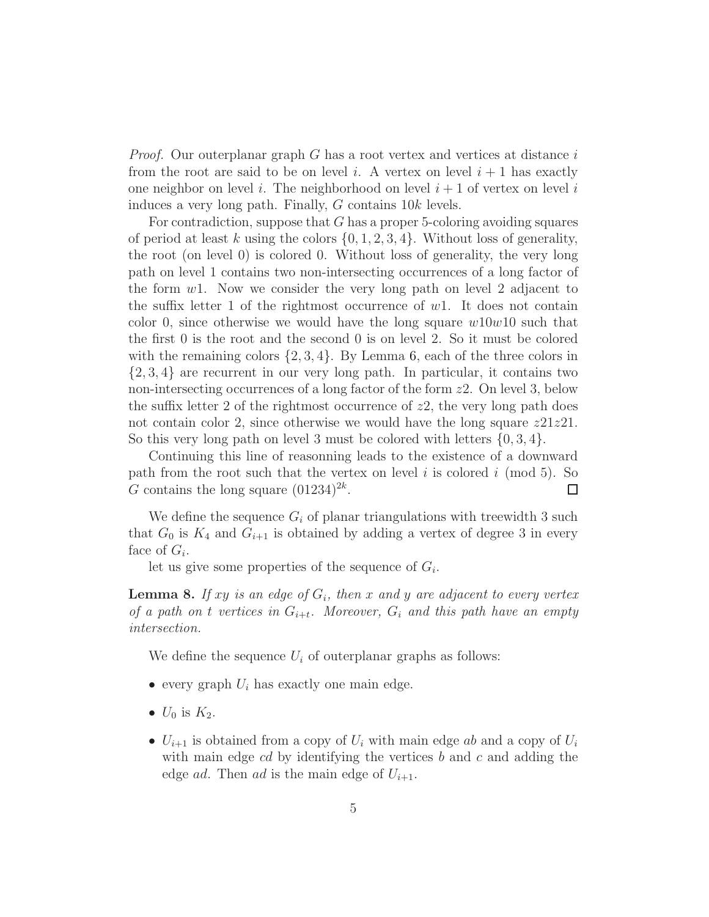*Proof.* Our outerplanar graph $G$ has a root vertex and vertices at distance $i$ from the root are said to be on level $i$. A vertex on level $i+1$ has exactly one neighbor on level $i$. The neighborhood on level $i+1$ of vertex on level $i$ induces a very long path. Finally, $G$ contains $10k$ levels.

For contradiction, suppose that $G$ has a proper 5-coloring avoiding squares of period at least $k$ using the colors $\{0,1,2,3,4\}$. Without loss of generality, the root (on level 0) is colored 0. Without loss of generality, the very long path on level 1 contains two non-intersecting occurrences of a long factor of the form $w1$. Now we consider the very long path on level 2 adjacent to the suffix letter 1 of the rightmost occurrence of $w1$. It does not contain color 0, since otherwise we would have the long square $w10w10$ such that the first 0 is the root and the second 0 is on level 2. So it must be colored with the remaining colors $\{2,3,4\}$. By Lemma 6, each of the three colors in $\{2,3,4\}$ are recurrent in our very long path. In particular, it contains two non-intersecting occurrences of a long factor of the form $z2$. On level 3, below the suffix letter 2 of the rightmost occurrence of $z2$, the very long path does not contain color 2, since otherwise we would have the long square $z21z21$. So this very long path on level 3 must be colored with letters $\{0,3,4\}$.

Continuing this line of reasonning leads to the existence of a downward path from the root such that the vertex on level $i$ is colored $i \pmod 5$. So $G$ contains the long square $(01234)^{2k}$. $\square$

We define the sequence $G_i$ of planar triangulations with treewidth 3 such that $G_0$ is $K_4$ and $G_{i+1}$ is obtained by adding a vertex of degree 3 in every face of $G_i$.

let us give some properties of the sequence of $G_i$.

**Lemma 8.** *If $xy$ is an edge of $G_i$, then $x$ and $y$ are adjacent to every vertex of a path on $t$ vertices in $G_{i+t}$. Moreover, $G_i$ and this path have an empty intersection.*

We define the sequence $U_i$ of outerplanar graphs as follows:

- every graph $U_i$ has exactly one main edge.
- $U_0$ is $K_2$.
- $U_{i+1}$ is obtained from a copy of $U_i$ with main edge $ab$ and a copy of $U_i$ with main edge $cd$ by identifying the vertices $b$ and $c$ and adding the edge $ad$. Then $ad$ is the main edge of $U_{i+1}$.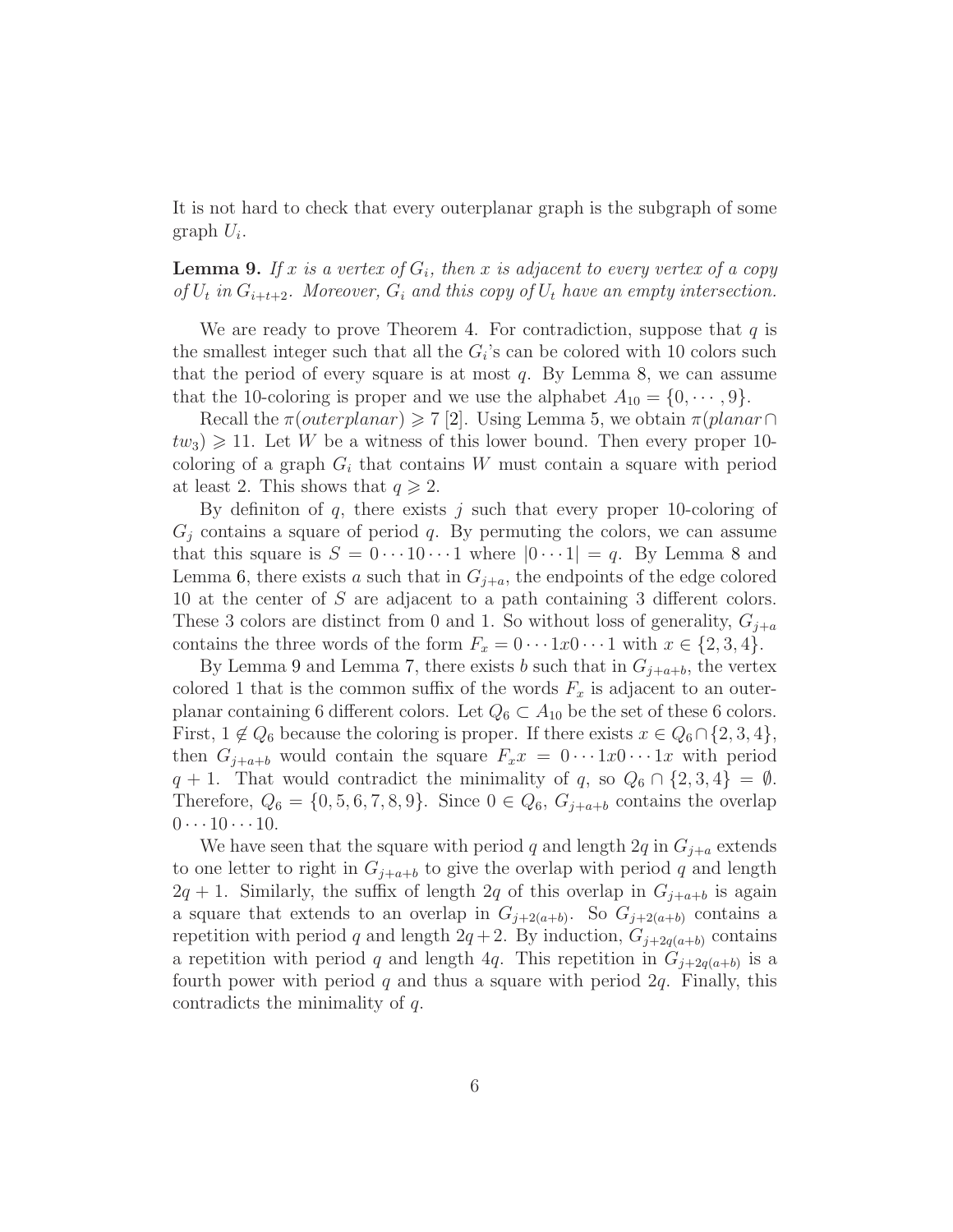It is not hard to check that every outerplanar graph is the subgraph of some graph $U_i$.

**Lemma 9.** *If $x$ is a vertex of $G_i$, then $x$ is adjacent to every vertex of a copy of $U_t$ in $G_{i+t+2}$. Moreover, $G_i$ and this copy of $U_t$ have an empty intersection.*

We are ready to prove Theorem 4. For contradiction, suppose that $q$ is the smallest integer such that all the $G_i$'s can be colored with 10 colors such that the period of every square is at most $q$. By Lemma 8, we can assume that the 10-coloring is proper and we use the alphabet $A_{10} = \{0, \cdots, 9\}$.

Recall the $\pi(outerplanar) \geqslant 7$ [2]. Using Lemma 5, we obtain $\pi(planar \cap tw_3) \geqslant 11$. Let $W$ be a witness of this lower bound. Then every proper 10-coloring of a graph $G_i$ that contains $W$ must contain a square with period at least 2. This shows that $q \geqslant 2$.

By definiton of $q$, there exists $j$ such that every proper 10-coloring of $G_j$ contains a square of period $q$. By permuting the colors, we can assume that this square is $S = 0 \cdots 10 \cdots 1$ where $|0 \cdots 1| = q$. By Lemma 8 and Lemma 6, there exists $a$ such that in $G_{j+a}$, the endpoints of the edge colored 10 at the center of $S$ are adjacent to a path containing 3 different colors. These 3 colors are distinct from 0 and 1. So without loss of generality, $G_{j+a}$ contains the three words of the form $F_x = 0 \cdots 1x0 \cdots 1$ with $x \in \{2, 3, 4\}$.

By Lemma 9 and Lemma 7, there exists $b$ such that in $G_{j+a+b}$, the vertex colored 1 that is the common suffix of the words $F_x$ is adjacent to an outerplanar containing 6 different colors. Let $Q_6 \subset A_{10}$ be the set of these 6 colors. First, $1 \notin Q_6$ because the coloring is proper. If there exists $x \in Q_6 \cap \{2, 3, 4\}$, then $G_{j+a+b}$ would contain the square $F_x x = 0 \cdots 1x0 \cdots 1x$ with period $q + 1$. That would contradict the minimality of $q$, so $Q_6 \cap \{2, 3, 4\} = \emptyset$. Therefore, $Q_6 = \{0, 5, 6, 7, 8, 9\}$. Since $0 \in Q_6$, $G_{j+a+b}$ contains the overlap $0 \cdots 10 \cdots 10$.

We have seen that the square with period $q$ and length $2q$ in $G_{j+a}$ extends to one letter to right in $G_{j+a+b}$ to give the overlap with period $q$ and length $2q + 1$. Similarly, the suffix of length $2q$ of this overlap in $G_{j+a+b}$ is again a square that extends to an overlap in $G_{j+2(a+b)}$. So $G_{j+2(a+b)}$ contains a repetition with period $q$ and length $2q + 2$. By induction, $G_{j+2q(a+b)}$ contains a repetition with period $q$ and length $4q$. This repetition in $G_{j+2q(a+b)}$ is a fourth power with period $q$ and thus a square with period $2q$. Finally, this contradicts the minimality of $q$.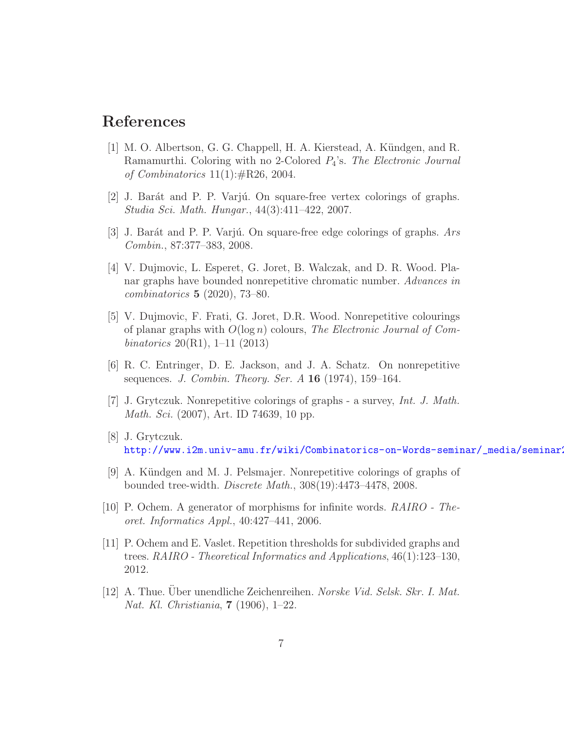## References

[1] M. O. Albertson, G. G. Chappell, H. A. Kierstead, A. Kündgen, and R. Ramamurthi. Coloring with no 2-Colored $P_4$'s. *The Electronic Journal of Combinatorics* 11(1):#R26, 2004.

[2] J. Barát and P. P. Varjú. On square-free vertex colorings of graphs. *Studia Sci. Math. Hungar.*, 44(3):411–422, 2007.

[3] J. Barát and P. P. Varjú. On square-free edge colorings of graphs. *Ars Combin.*, 87:377–383, 2008.

[4] V. Dujmovic, L. Esperet, G. Joret, B. Walczak, and D. R. Wood. Planar graphs have bounded nonrepetitive chromatic number. *Advances in combinatorics* **5** (2020), 73–80.

[5] V. Dujmovic, F. Frati, G. Joret, D.R. Wood. Nonrepetitive colourings of planar graphs with $O(\log n)$ colours, *The Electronic Journal of Combinatorics* 20(R1), 1–11 (2013)

[6] R. C. Entringer, D. E. Jackson, and J. A. Schatz. On nonrepetitive sequences. *J. Combin. Theory. Ser. A* **16** (1974), 159–164.

[7] J. Grytczuk. Nonrepetitive colorings of graphs - a survey, *Int. J. Math. Math. Sci.* (2007), Art. ID 74639, 10 pp.

[8] J. Grytczuk. http://www.i2m.univ-amu.fr/wiki/Combinatorics-on-Words-seminar/_media/seminar2

[9] A. Kündgen and M. J. Pelsmajer. Nonrepetitive colorings of graphs of bounded tree-width. *Discrete Math.*, 308(19):4473–4478, 2008.

[10] P. Ochem. A generator of morphisms for infinite words. *RAIRO - Theoret. Informatics Appl.*, 40:427–441, 2006.

[11] P. Ochem and E. Vaslet. Repetition thresholds for subdivided graphs and trees. *RAIRO - Theoretical Informatics and Applications*, 46(1):123–130, 2012.

[12] A. Thue. Über unendliche Zeichenreihen. *Norske Vid. Selsk. Skr. I. Mat. Nat. Kl. Christiania*, **7** (1906), 1–22.